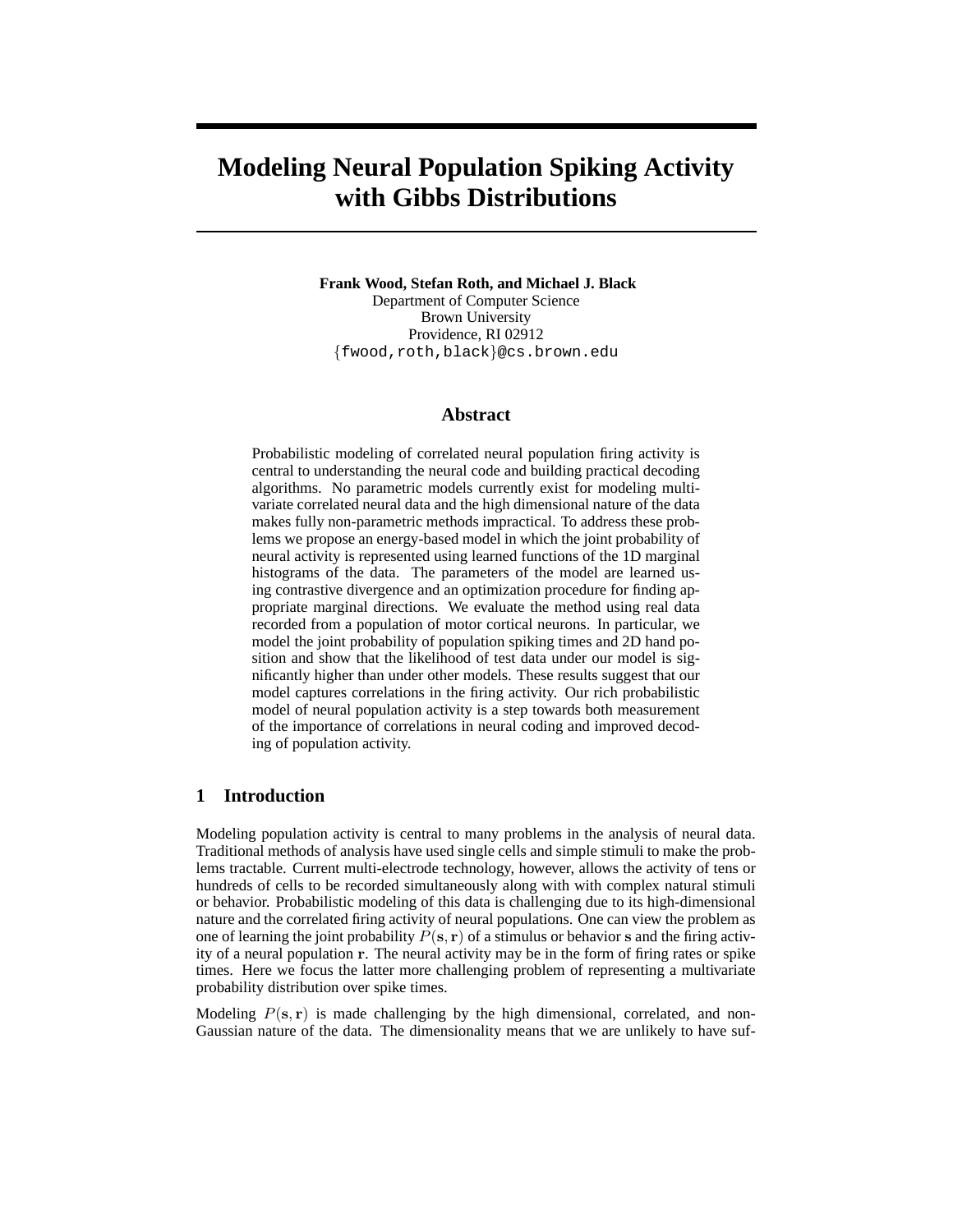# Modeling Neural Population Spiking Activity with Gibbs Distributions

**Frank Wood, Stefan Roth, and Michael J. Black**
Department of Computer Science
Brown University
Providence, RI 02912
{fwood,roth,black}@cs.brown.edu

## Abstract

Probabilistic modeling of correlated neural population firing activity is central to understanding the neural code and building practical decoding algorithms. No parametric models currently exist for modeling multivariate correlated neural data and the high dimensional nature of the data makes fully non-parametric methods impractical. To address these problems we propose an energy-based model in which the joint probability of neural activity is represented using learned functions of the 1D marginal histograms of the data. The parameters of the model are learned using contrastive divergence and an optimization procedure for finding appropriate marginal directions. We evaluate the method using real data recorded from a population of motor cortical neurons. In particular, we model the joint probability of population spiking times and 2D hand position and show that the likelihood of test data under our model is significantly higher than under other models. These results suggest that our model captures correlations in the firing activity. Our rich probabilistic model of neural population activity is a step towards both measurement of the importance of correlations in neural coding and improved decoding of population activity.

## 1 Introduction

Modeling population activity is central to many problems in the analysis of neural data. Traditional methods of analysis have used single cells and simple stimuli to make the problems tractable. Current multi-electrode technology, however, allows the activity of tens or hundreds of cells to be recorded simultaneously along with with complex natural stimuli or behavior. Probabilistic modeling of this data is challenging due to its high-dimensional nature and the correlated firing activity of neural populations. One can view the problem as one of learning the joint probability $P(\mathbf{s}, \mathbf{r})$ of a stimulus or behavior $\mathbf{s}$ and the firing activity of a neural population $\mathbf{r}$. The neural activity may be in the form of firing rates or spike times. Here we focus the latter more challenging problem of representing a multivariate probability distribution over spike times.

Modeling $P(\mathbf{s}, \mathbf{r})$ is made challenging by the high dimensional, correlated, and non-Gaussian nature of the data. The dimensionality means that we are unlikely to have suf-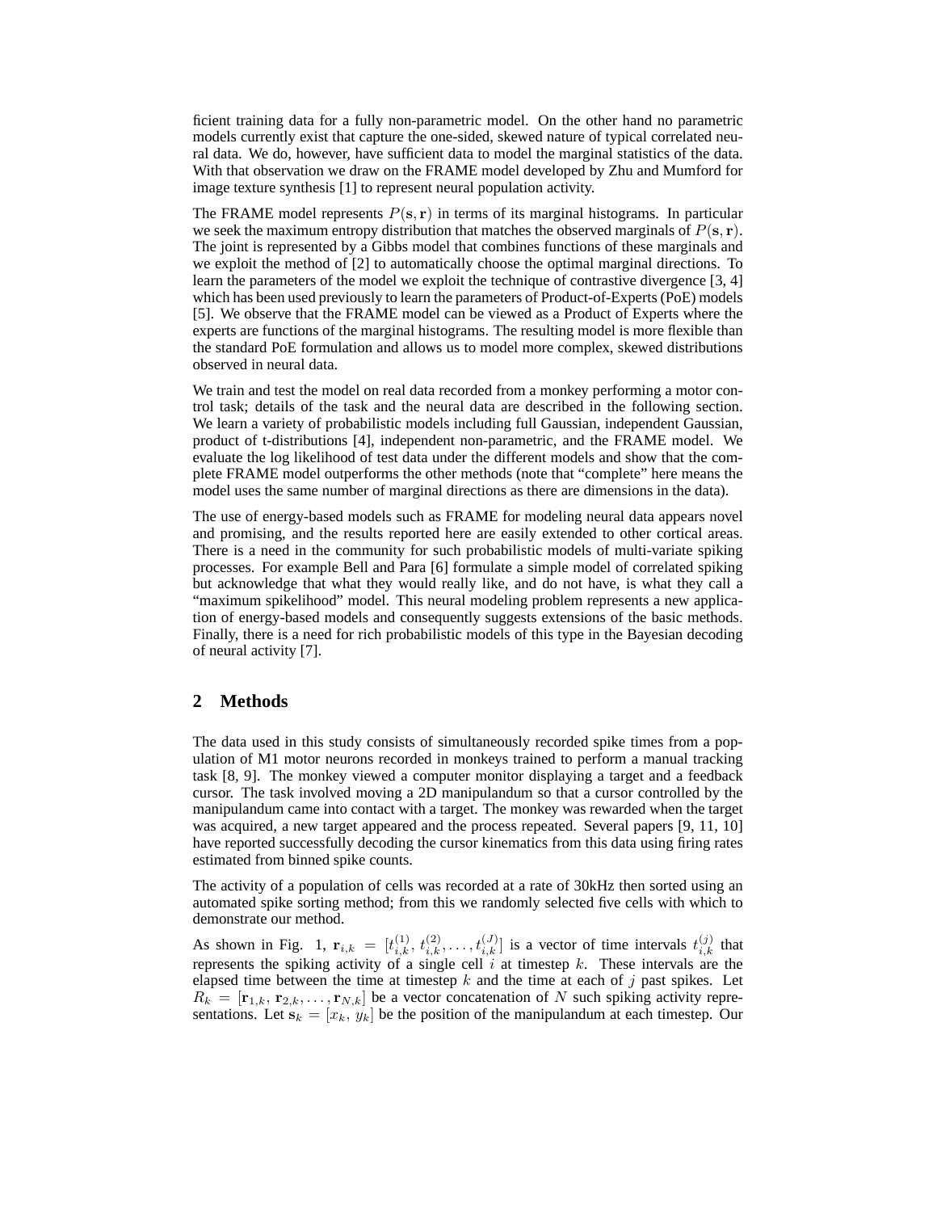ficient training data for a fully non-parametric model. On the other hand no parametric models currently exist that capture the one-sided, skewed nature of typical correlated neural data. We do, however, have sufficient data to model the marginal statistics of the data. With that observation we draw on the FRAME model developed by Zhu and Mumford for image texture synthesis [1] to represent neural population activity.

The FRAME model represents $P(\mathbf{s}, \mathbf{r})$ in terms of its marginal histograms. In particular we seek the maximum entropy distribution that matches the observed marginals of $P(\mathbf{s}, \mathbf{r})$. The joint is represented by a Gibbs model that combines functions of these marginals and we exploit the method of [2] to automatically choose the optimal marginal directions. To learn the parameters of the model we exploit the technique of contrastive divergence [3, 4] which has been used previously to learn the parameters of Product-of-Experts (PoE) models [5]. We observe that the FRAME model can be viewed as a Product of Experts where the experts are functions of the marginal histograms. The resulting model is more flexible than the standard PoE formulation and allows us to model more complex, skewed distributions observed in neural data.

We train and test the model on real data recorded from a monkey performing a motor control task; details of the task and the neural data are described in the following section. We learn a variety of probabilistic models including full Gaussian, independent Gaussian, product of t-distributions [4], independent non-parametric, and the FRAME model. We evaluate the log likelihood of test data under the different models and show that the complete FRAME model outperforms the other methods (note that "complete" here means the model uses the same number of marginal directions as there are dimensions in the data).

The use of energy-based models such as FRAME for modeling neural data appears novel and promising, and the results reported here are easily extended to other cortical areas. There is a need in the community for such probabilistic models of multi-variate spiking processes. For example Bell and Para [6] formulate a simple model of correlated spiking but acknowledge that what they would really like, and do not have, is what they call a "maximum spikelihood" model. This neural modeling problem represents a new application of energy-based models and consequently suggests extensions of the basic methods. Finally, there is a need for rich probabilistic models of this type in the Bayesian decoding of neural activity [7].

## 2 Methods

The data used in this study consists of simultaneously recorded spike times from a population of M1 motor neurons recorded in monkeys trained to perform a manual tracking task [8, 9]. The monkey viewed a computer monitor displaying a target and a feedback cursor. The task involved moving a 2D manipulandum so that a cursor controlled by the manipulandum came into contact with a target. The monkey was rewarded when the target was acquired, a new target appeared and the process repeated. Several papers [9, 11, 10] have reported successfully decoding the cursor kinematics from this data using firing rates estimated from binned spike counts.

The activity of a population of cells was recorded at a rate of 30kHz then sorted using an automated spike sorting method; from this we randomly selected five cells with which to demonstrate our method.

As shown in Fig. 1, $\mathbf{r}_{i,k} = [t_{i,k}^{(1)}, t_{i,k}^{(2)}, \ldots, t_{i,k}^{(J)}]$ is a vector of time intervals $t_{i,k}^{(j)}$ that represents the spiking activity of a single cell $i$ at timestep $k$. These intervals are the elapsed time between the time at timestep $k$ and the time at each of $j$ past spikes. Let $R_k = [\mathbf{r}_{1,k}, \mathbf{r}_{2,k}, \ldots, \mathbf{r}_{N,k}]$ be a vector concatenation of $N$ such spiking activity representations. Let $\mathbf{s}_k = [x_k, y_k]$ be the position of the manipulandum at each timestep. Our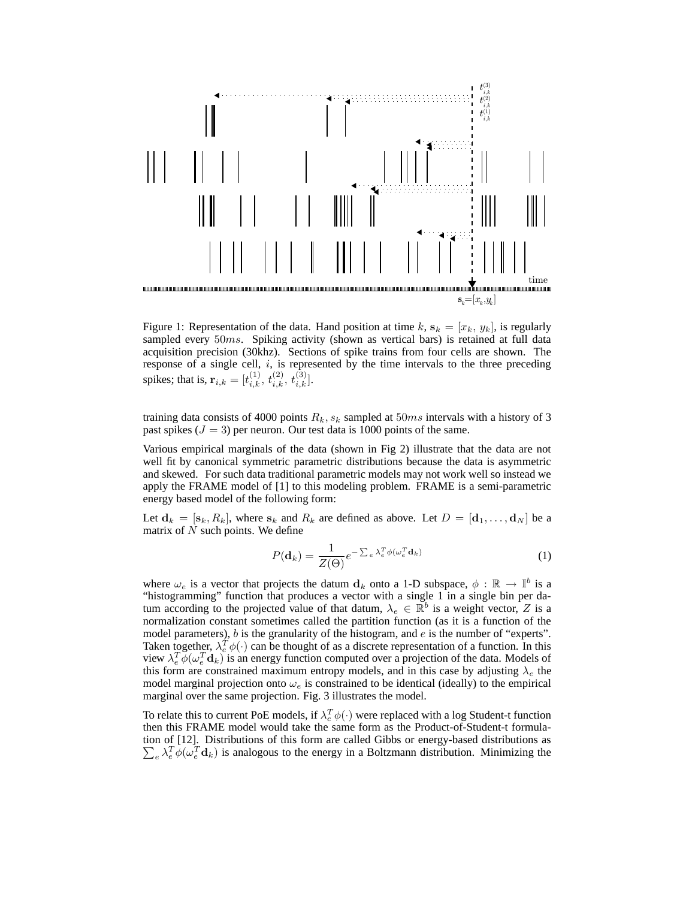$t^{(3)}_{i,k}$

$t^{(2)}_{i,k}$

$t^{(1)}_{i,k}$

time

$\mathbf{s}_k=[x_k,y_k]$

Figure 1: Representation of the data. Hand position at time $k$, $\mathbf{s}_k = [x_k,\, y_k]$, is regularly sampled every $50ms$. Spiking activity (shown as vertical bars) is retained at full data acquisition precision (30khz). Sections of spike trains from four cells are shown. The response of a single cell, $i$, is represented by the time intervals to the three preceding spikes; that is, $\mathbf{r}_{i,k} = [t^{(1)}_{i,k},\, t^{(2)}_{i,k},\, t^{(3)}_{i,k}]$.

training data consists of 4000 points $R_k, s_k$ sampled at $50ms$ intervals with a history of 3 past spikes ($J = 3$) per neuron. Our test data is 1000 points of the same.

Various empirical marginals of the data (shown in Fig 2) illustrate that the data are not well fit by canonical symmetric parametric distributions because the data is asymmetric and skewed. For such data traditional parametric models may not work well so instead we apply the FRAME model of [1] to this modeling problem. FRAME is a semi-parametric energy based model of the following form:

Let $\mathbf{d}_k = [\mathbf{s}_k, R_k]$, where $\mathbf{s}_k$ and $R_k$ are defined as above. Let $D = [\mathbf{d}_1, \ldots, \mathbf{d}_N]$ be a matrix of $N$ such points. We define

$$P(\mathbf{d}_k) = \frac{1}{Z(\Theta)} e^{-\sum_e \lambda_e^T \phi(\omega_e^T \mathbf{d}_k)} \tag{1}$$

where $\omega_e$ is a vector that projects the datum $\mathbf{d}_k$ onto a 1-D subspace, $\phi : \mathbb{R} \rightarrow \mathbb{I}^b$ is a "histogramming" function that produces a vector with a single 1 in a single bin per datum according to the projected value of that datum, $\lambda_e \in \mathbb{R}^b$ is a weight vector, $Z$ is a normalization constant sometimes called the partition function (as it is a function of the model parameters), $b$ is the granularity of the histogam, and $e$ is the number of "experts". Taken together, $\lambda_e^T \phi(\cdot)$ can be thought of as a discrete representation of a function. In this view $\lambda_e^T \phi(\omega_e^T \mathbf{d}_k)$ is an energy function computed over a projection of the data. Models of this form are constrained maximum entropy models, and in this case by adjusting $\lambda_e$ the model marginal projection onto $\omega_e$ is constrained to be identical (ideally) to the empirical marginal over the same projection. Fig. 3 illustrates the model.

To relate this to current PoE models, if $\lambda_e^T \phi(\cdot)$ were replaced with a log Student-t function then this FRAME model would take the same form as the Product-of-Student-t formulation of [12]. Distributions of this form are called Gibbs or energy-based distributions as $\sum_e \lambda_e^T \phi(\omega_e^T \mathbf{d}_k)$ is analogous to the energy in a Boltzmann distribution. Minimizing the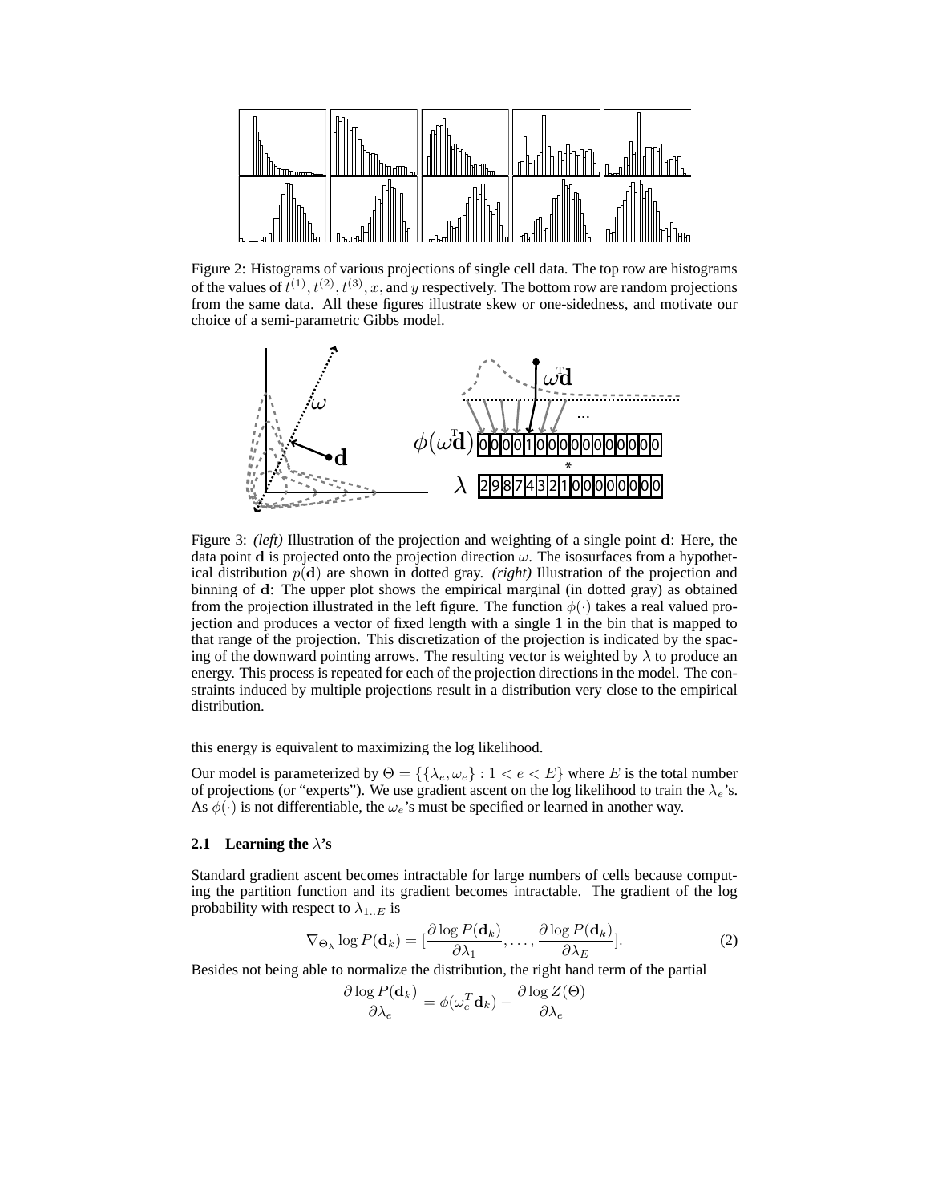Figure 2: Histograms of various projections of single cell data. The top row are histograms of the values of $t^{(1)}, t^{(2)}, t^{(3)}, x$, and $y$ respectively. The bottom row are random projections from the same data. All these figures illustrate skew or one-sidedness, and motivate our choice of a semi-parametric Gibbs model.

$\omega$

$\mathbf{d}$

$\omega^{\mathrm{T}}\mathbf{d}$

...

$\phi(\omega^{\mathrm{T}}\mathbf{d})$ 0 0 0 0 1 0 0 0 0 0 0 0 0 0 0

*

$\lambda$ 2 9 8 7 4 3 2 1 0 0 0 0 0 0 0

Figure 3: *(left)* Illustration of the projection and weighting of a single point $\mathbf{d}$: Here, the data point $\mathbf{d}$ is projected onto the projection direction $\omega$. The isosurfaces from a hypothetical distribution $p(\mathbf{d})$ are shown in dotted gray. *(right)* Illustration of the projection and binning of $\mathbf{d}$: The upper plot shows the empirical marginal (in dotted gray) as obtained from the projection illustrated in the left figure. The function $\phi(\cdot)$ takes a real valued projection and produces a vector of fixed length with a single 1 in the bin that is mapped to that range of the projection. This discretization of the projection is indicated by the spacing of the downward pointing arrows. The resulting vector is weighted by $\lambda$ to produce an energy. This process is repeated for each of the projection directions in the model. The constraints induced by multiple projections result in a distribution very close to the empirical distribution.

this energy is equivalent to maximizing the log likelihood.

Our model is parameterized by $\Theta = \{\{\lambda_e, \omega_e\} : 1 < e < E\}$ where $E$ is the total number of projections (or "experts"). We use gradient ascent on the log likelihood to train the $\lambda_e$'s. As $\phi(\cdot)$ is not differentiable, the $\omega_e$'s must be specified or learned in another way.

### 2.1 Learning the $\lambda$'s

Standard gradient ascent becomes intractable for large numbers of cells because computing the partition function and its gradient becomes intractable. The gradient of the log probability with respect to $\lambda_{1..E}$ is

$$\nabla_{\Theta_\lambda} \log P(\mathbf{d}_k) = [\frac{\partial \log P(\mathbf{d}_k)}{\partial \lambda_1}, \ldots, \frac{\partial \log P(\mathbf{d}_k)}{\partial \lambda_E}]. \tag{2}$$

Besides not being able to normalize the distribution, the right hand term of the partial

$$\frac{\partial \log P(\mathbf{d}_k)}{\partial \lambda_e} = \phi(\omega_e^T \mathbf{d}_k) - \frac{\partial \log Z(\Theta)}{\partial \lambda_e}$$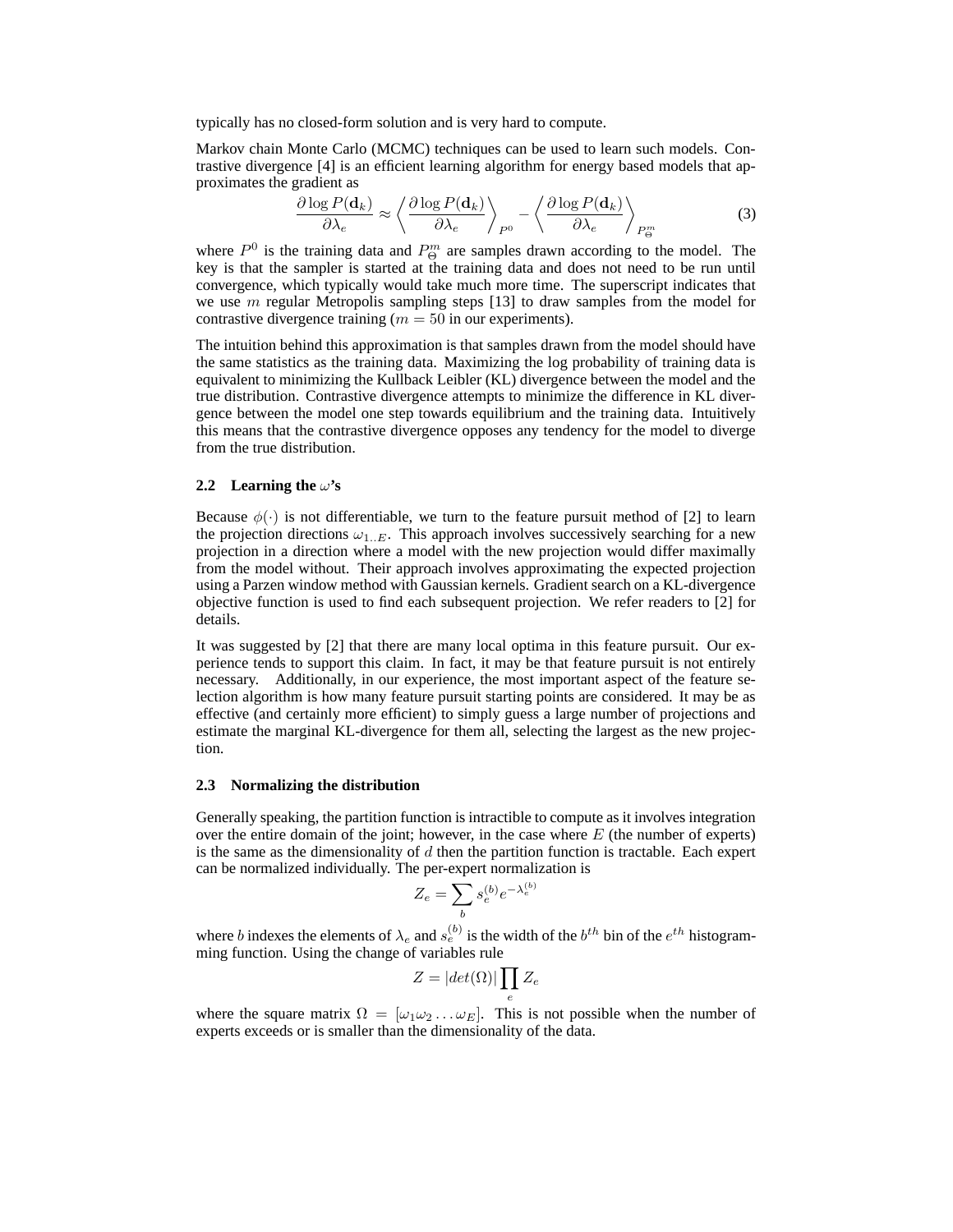typically has no closed-form solution and is very hard to compute.

Markov chain Monte Carlo (MCMC) techniques can be used to learn such models. Contrastive divergence [4] is an efficient learning algorithm for energy based models that approximates the gradient as

$$\frac{\partial \log P(\mathbf{d}_k)}{\partial \lambda_e} \approx \left\langle \frac{\partial \log P(\mathbf{d}_k)}{\partial \lambda_e} \right\rangle_{P^0} - \left\langle \frac{\partial \log P(\mathbf{d}_k)}{\partial \lambda_e} \right\rangle_{P_\Theta^m} \tag{3}$$

where $P^0$ is the training data and $P_\Theta^m$ are samples drawn according to the model. The key is that the sampler is started at the training data and does not need to be run until convergence, which typically would take much more time. The superscript indicates that we use $m$ regular Metropolis sampling steps [13] to draw samples from the model for contrastive divergence training ($m = 50$ in our experiments).

The intuition behind this approximation is that samples drawn from the model should have the same statistics as the training data. Maximizing the log probability of training data is equivalent to minimizing the Kullback Leibler (KL) divergence between the model and the true distribution. Contrastive divergence attempts to minimize the difference in KL divergence between the model one step towards equilibrium and the training data. Intuitively this means that the contrastive divergence opposes any tendency for the model to diverge from the true distribution.

### 2.2 Learning the $\omega$'s

Because $\phi(\cdot)$ is not differentiable, we turn to the feature pursuit method of [2] to learn the projection directions $\omega_{1..E}$. This approach involves successively searching for a new projection in a direction where a model with the new projection would differ maximally from the model without. Their approach involves approximating the expected projection using a Parzen window method with Gaussian kernels. Gradient search on a KL-divergence objective function is used to find each subsequent projection. We refer readers to [2] for details.

It was suggested by [2] that there are many local optima in this feature pursuit. Our experience tends to support this claim. In fact, it may be that feature pursuit is not entirely necessary. Additionally, in our experience, the most important aspect of the feature selection algorithm is how many feature pursuit starting points are considered. It may be as effective (and certainly more efficient) to simply guess a large number of projections and estimate the marginal KL-divergence for them all, selecting the largest as the new projection.

### 2.3 Normalizing the distribution

Generally speaking, the partition function is intractible to compute as it involves integration over the entire domain of the joint; however, in the case where $E$ (the number of experts) is the same as the dimensionality of $d$ then the partition function is tractable. Each expert can be normalized individually. The per-expert normalization is

$$Z_e = \sum_b s_e^{(b)} e^{-\lambda_e^{(b)}}$$

where $b$ indexes the elements of $\lambda_e$ and $s_e^{(b)}$ is the width of the $b^{th}$ bin of the $e^{th}$ histogramming function. Using the change of variables rule

$$Z = |det(\Omega)| \prod_e Z_e$$

where the square matrix $\Omega = [\omega_1 \omega_2 \ldots \omega_E]$. This is not possible when the number of experts exceeds or is smaller than the dimensionality of the data.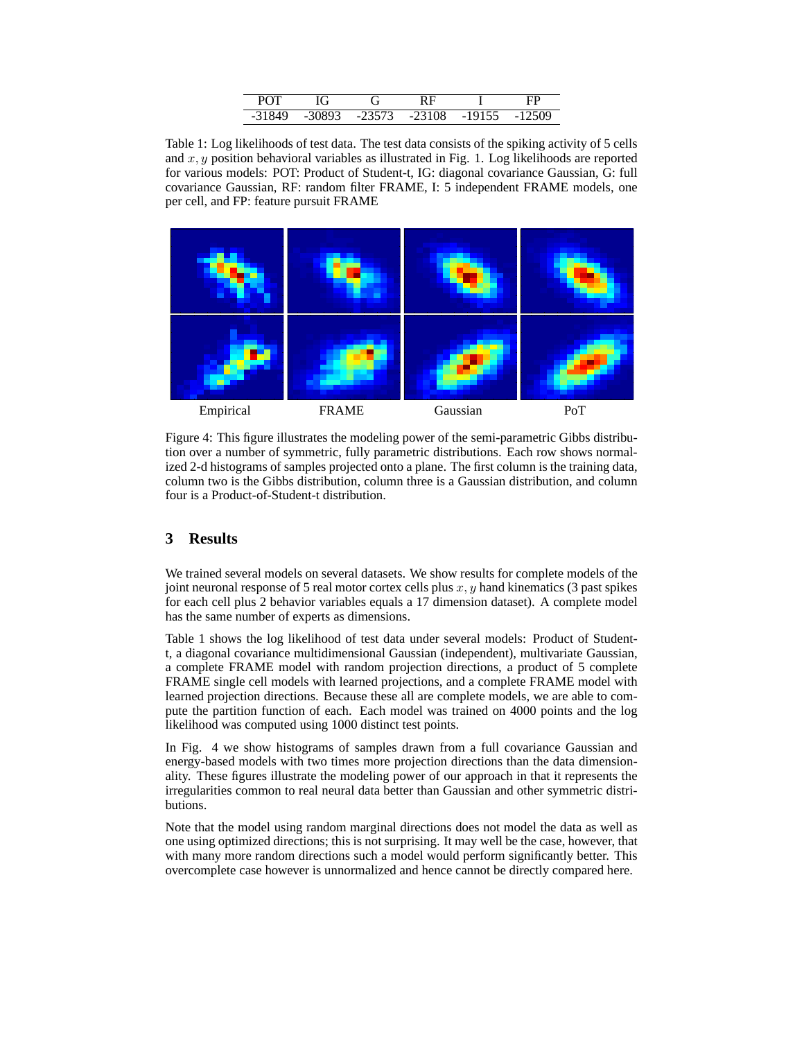| POT | IG | G | RF | I | FP |
|---|---|---|---|---|---|
| -31849 | -30893 | -23573 | -23108 | -19155 | -12509 |

Table 1: Log likelihoods of test data. The test data consists of the spiking activity of 5 cells and $x, y$ position behavioral variables as illustrated in Fig. 1. Log likelihoods are reported for various models: POT: Product of Student-t, IG: diagonal covariance Gaussian, G: full covariance Gaussian, RF: random filter FRAME, I: 5 independent FRAME models, one per cell, and FP: feature pursuit FRAME

Empirical

FRAME

Gaussian

PoT

Figure 4: This figure illustrates the modeling power of the semi-parametric Gibbs distribution over a number of symmetric, fully parametric distributions. Each row shows normalized 2-d histograms of samples projected onto a plane. The first column is the training data, column two is the Gibbs distribution, column three is a Gaussian distribution, and column four is a Product-of-Student-t distribution.

## 3 Results

We trained several models on several datasets. We show results for complete models of the joint neuronal response of 5 real motor cortex cells plus $x, y$ hand kinematics (3 past spikes for each cell plus 2 behavior variables equals a 17 dimension dataset). A complete model has the same number of experts as dimensions.

Table 1 shows the log likelihood of test data under several models: Product of Student-t, a diagonal covariance multidimensional Gaussian (independent), multivariate Gaussian, a complete FRAME model with random projection directions, a product of 5 complete FRAME single cell models with learned projections, and a complete FRAME model with learned projection directions. Because these all are complete models, we are able to compute the partition function of each. Each model was trained on 4000 points and the log likelihood was computed using 1000 distinct test points.

In Fig. 4 we show histograms of samples drawn from a full covariance Gaussian and energy-based models with two times more projection directions than the data dimensionality. These figures illustrate the modeling power of our approach in that it represents the irregularities common to real neural data better than Gaussian and other symmetric distributions.

Note that the model using random marginal directions does not model the data as well as one using optimized directions; this is not surprising. It may well be the case, however, that with many more random directions such a model would perform significantly better. This overcomplete case however is unnormalized and hence cannot be directly compared here.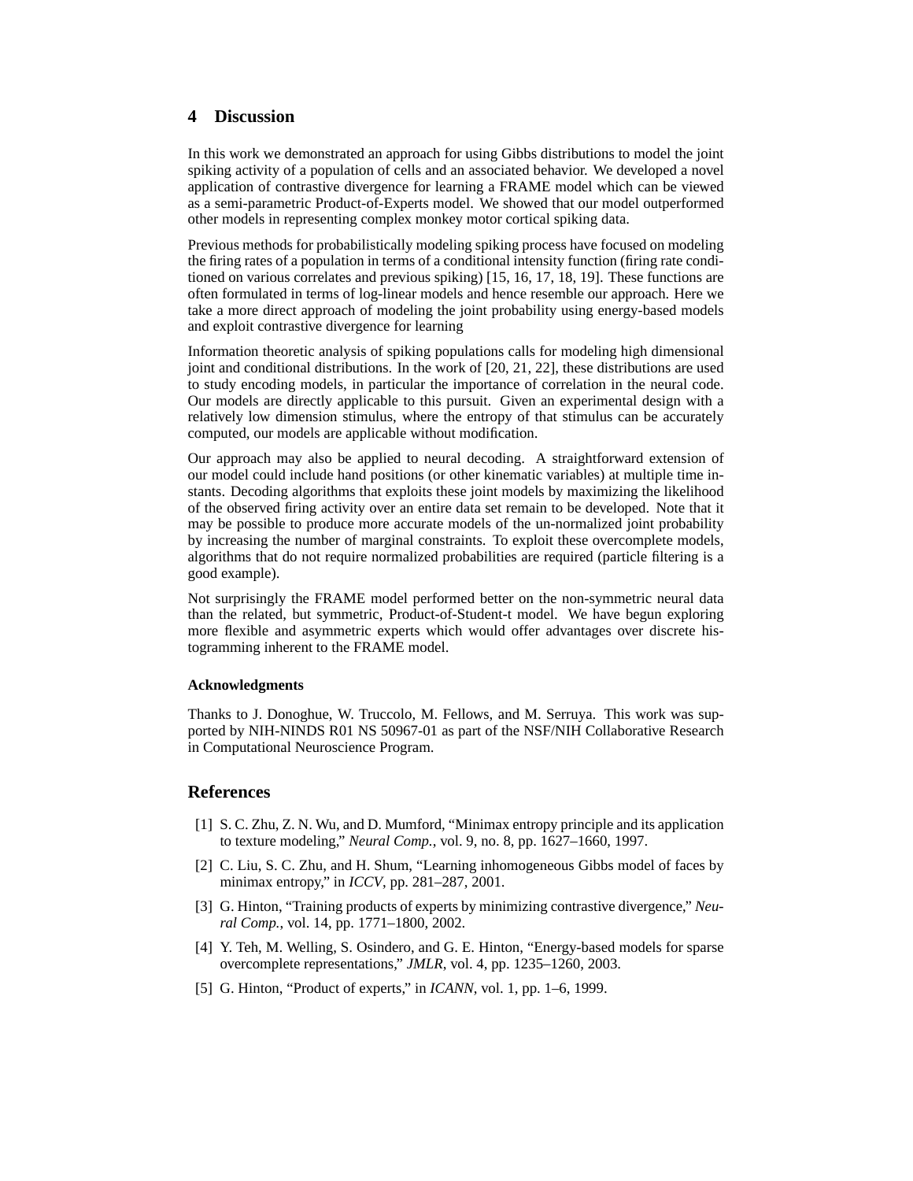## 4 Discussion

In this work we demonstrated an approach for using Gibbs distributions to model the joint spiking activity of a population of cells and an associated behavior. We developed a novel application of contrastive divergence for learning a FRAME model which can be viewed as a semi-parametric Product-of-Experts model. We showed that our model outperformed other models in representing complex monkey motor cortical spiking data.

Previous methods for probabilistically modeling spiking process have focused on modeling the firing rates of a population in terms of a conditional intensity function (firing rate conditioned on various correlates and previous spiking) [15, 16, 17, 18, 19]. These functions are often formulated in terms of log-linear models and hence resemble our approach. Here we take a more direct approach of modeling the joint probability using energy-based models and exploit contrastive divergence for learning

Information theoretic analysis of spiking populations calls for modeling high dimensional joint and conditional distributions. In the work of [20, 21, 22], these distributions are used to study encoding models, in particular the importance of correlation in the neural code. Our models are directly applicable to this pursuit. Given an experimental design with a relatively low dimension stimulus, where the entropy of that stimulus can be accurately computed, our models are applicable without modification.

Our approach may also be applied to neural decoding. A straightforward extension of our model could include hand positions (or other kinematic variables) at multiple time instants. Decoding algorithms that exploits these joint models by maximizing the likelihood of the observed firing activity over an entire data set remain to be developed. Note that it may be possible to produce more accurate models of the un-normalized joint probability by increasing the number of marginal constraints. To exploit these overcomplete models, algorithms that do not require normalized probabilities are required (particle filtering is a good example).

Not surprisingly the FRAME model performed better on the non-symmetric neural data than the related, but symmetric, Product-of-Student-t model. We have begun exploring more flexible and asymmetric experts which would offer advantages over discrete histogramming inherent to the FRAME model.

#### Acknowledgments

Thanks to J. Donoghue, W. Truccolo, M. Fellows, and M. Serruya. This work was supported by NIH-NINDS R01 NS 50967-01 as part of the NSF/NIH Collaborative Research in Computational Neuroscience Program.

## References

[1] S. C. Zhu, Z. N. Wu, and D. Mumford, "Minimax entropy principle and its application to texture modeling," *Neural Comp.*, vol. 9, no. 8, pp. 1627–1660, 1997.

[2] C. Liu, S. C. Zhu, and H. Shum, "Learning inhomogeneous Gibbs model of faces by minimax entropy," in *ICCV*, pp. 281–287, 2001.

[3] G. Hinton, "Training products of experts by minimizing contrastive divergence," *Neural Comp.*, vol. 14, pp. 1771–1800, 2002.

[4] Y. Teh, M. Welling, S. Osindero, and G. E. Hinton, "Energy-based models for sparse overcomplete representations," *JMLR*, vol. 4, pp. 1235–1260, 2003.

[5] G. Hinton, "Product of experts," in *ICANN*, vol. 1, pp. 1–6, 1999.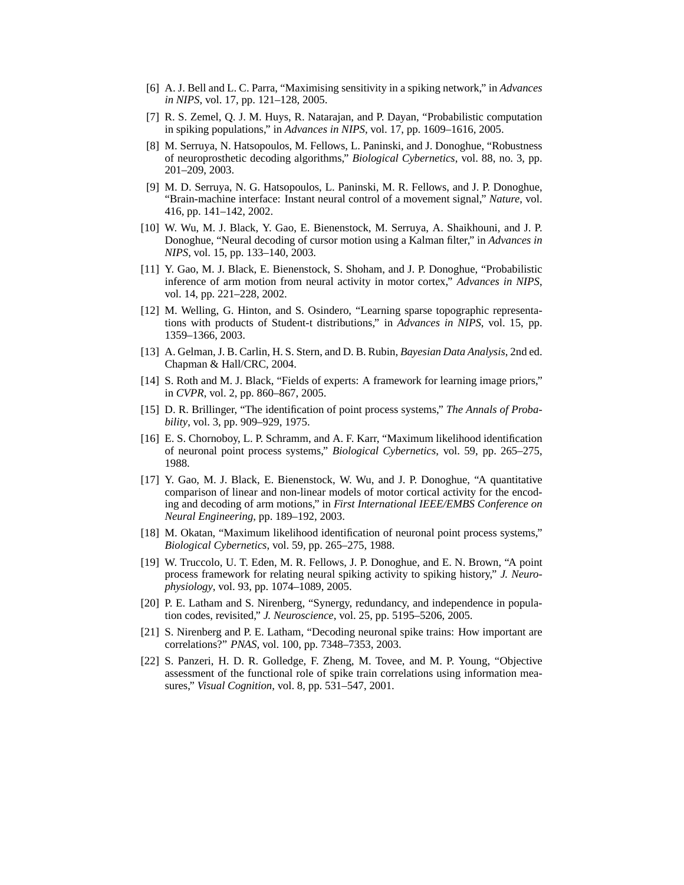[6] A. J. Bell and L. C. Parra, "Maximising sensitivity in a spiking network," in *Advances in NIPS*, vol. 17, pp. 121–128, 2005.

[7] R. S. Zemel, Q. J. M. Huys, R. Natarajan, and P. Dayan, "Probabilistic computation in spiking populations," in *Advances in NIPS*, vol. 17, pp. 1609–1616, 2005.

[8] M. Serruya, N. Hatsopoulos, M. Fellows, L. Paninski, and J. Donoghue, "Robustness of neuroprosthetic decoding algorithms," *Biological Cybernetics*, vol. 88, no. 3, pp. 201–209, 2003.

[9] M. D. Serruya, N. G. Hatsopoulos, L. Paninski, M. R. Fellows, and J. P. Donoghue, "Brain-machine interface: Instant neural control of a movement signal," *Nature*, vol. 416, pp. 141–142, 2002.

[10] W. Wu, M. J. Black, Y. Gao, E. Bienenstock, M. Serruya, A. Shaikhouni, and J. P. Donoghue, "Neural decoding of cursor motion using a Kalman filter," in *Advances in NIPS*, vol. 15, pp. 133–140, 2003.

[11] Y. Gao, M. J. Black, E. Bienenstock, S. Shoham, and J. P. Donoghue, "Probabilistic inference of arm motion from neural activity in motor cortex," *Advances in NIPS*, vol. 14, pp. 221–228, 2002.

[12] M. Welling, G. Hinton, and S. Osindero, "Learning sparse topographic representations with products of Student-t distributions," in *Advances in NIPS*, vol. 15, pp. 1359–1366, 2003.

[13] A. Gelman, J. B. Carlin, H. S. Stern, and D. B. Rubin, *Bayesian Data Analysis*, 2nd ed. Chapman & Hall/CRC, 2004.

[14] S. Roth and M. J. Black, "Fields of experts: A framework for learning image priors," in *CVPR*, vol. 2, pp. 860–867, 2005.

[15] D. R. Brillinger, "The identification of point process systems," *The Annals of Probability*, vol. 3, pp. 909–929, 1975.

[16] E. S. Chornoboy, L. P. Schramm, and A. F. Karr, "Maximum likelihood identification of neuronal point process systems," *Biological Cybernetics*, vol. 59, pp. 265–275, 1988.

[17] Y. Gao, M. J. Black, E. Bienenstock, W. Wu, and J. P. Donoghue, "A quantitative comparison of linear and non-linear models of motor cortical activity for the encoding and decoding of arm motions," in *First International IEEE/EMBS Conference on Neural Engineering*, pp. 189–192, 2003.

[18] M. Okatan, "Maximum likelihood identification of neuronal point process systems," *Biological Cybernetics*, vol. 59, pp. 265–275, 1988.

[19] W. Truccolo, U. T. Eden, M. R. Fellows, J. P. Donoghue, and E. N. Brown, "A point process framework for relating neural spiking activity to spiking history," *J. Neurophysiology*, vol. 93, pp. 1074–1089, 2005.

[20] P. E. Latham and S. Nirenberg, "Synergy, redundancy, and independence in population codes, revisited," *J. Neuroscience*, vol. 25, pp. 5195–5206, 2005.

[21] S. Nirenberg and P. E. Latham, "Decoding neuronal spike trains: How important are correlations?" *PNAS*, vol. 100, pp. 7348–7353, 2003.

[22] S. Panzeri, H. D. R. Golledge, F. Zheng, M. Tovee, and M. P. Young, "Objective assessment of the functional role of spike train correlations using information measures," *Visual Cognition*, vol. 8, pp. 531–547, 2001.